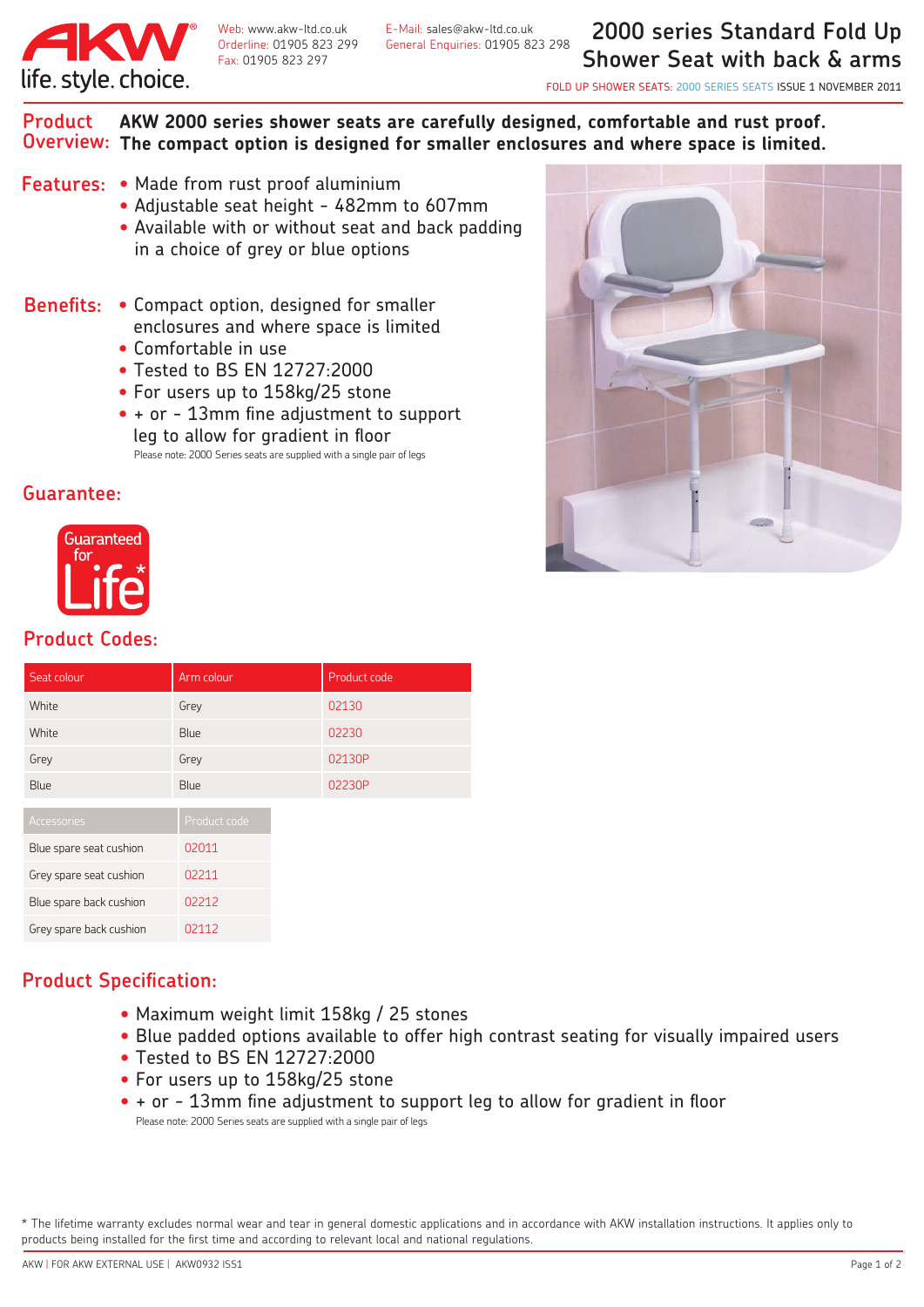AKW life. style. choice.

Web: www.akw-ltd.co.uk
Orderline: 01905 823 299
Fax: 01905 823 297

E-Mail: sales@akw-ltd.co.uk
General Enquiries: 01905 823 298

# 2000 series Standard Fold Up Shower Seat with back & arms

FOLD UP SHOWER SEATS: 2000 SERIES SEATS ISSUE 1 NOVEMBER 2011

## Product Overview:

**AKW 2000 series shower seats are carefully designed, comfortable and rust proof. The compact option is designed for smaller enclosures and where space is limited.**

## Features:

- Made from rust proof aluminium
- Adjustable seat height - 482mm to 607mm
- Available with or without seat and back padding in a choice of grey or blue options

## Benefits:

- Compact option, designed for smaller enclosures and where space is limited
- Comfortable in use
- Tested to BS EN 12727:2000
- For users up to 158kg/25 stone
- + or - 13mm fine adjustment to support leg to allow for gradient in floor

Please note: 2000 Series seats are supplied with a single pair of legs

## Guarantee:

Guaranteed for Life*

## Product Codes:

| Seat colour | Arm colour | Product code |
|---|---|---|
| White | Grey | 02130 |
| White | Blue | 02230 |
| Grey | Grey | 02130P |
| Blue | Blue | 02230P |

| Accessories | Product code |
|---|---|
| Blue spare seat cushion | 02011 |
| Grey spare seat cushion | 02211 |
| Blue spare back cushion | 02212 |
| Grey spare back cushion | 02112 |

## Product Specification:

- Maximum weight limit 158kg / 25 stones
- Blue padded options available to offer high contrast seating for visually impaired users
- Tested to BS EN 12727:2000
- For users up to 158kg/25 stone
- + or - 13mm fine adjustment to support leg to allow for gradient in floor

Please note: 2000 Series seats are supplied with a single pair of legs

* The lifetime warranty excludes normal wear and tear in general domestic applications and in accordance with AKW installation instructions. It applies only to products being installed for the first time and according to relevant local and national regulations.

AKW | FOR AKW EXTERNAL USE | AKW0932 ISS1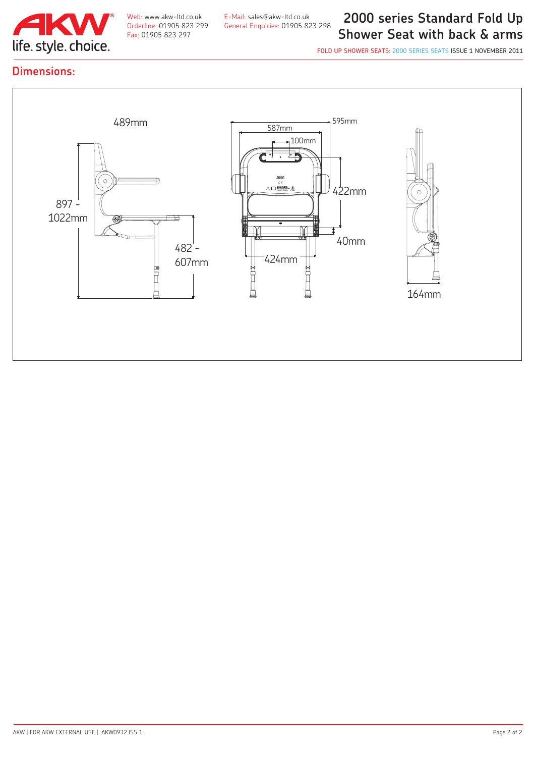# 2000 series Standard Fold Up Shower Seat with back & arms

FOLD UP SHOWER SEATS: 2000 SERIES SEATS ISSUE 1 NOVEMBER 2011

Web: www.akw-ltd.co.uk
Orderline: 01905 823 299
Fax: 01905 823 297

E-Mail: sales@akw-ltd.co.uk
General Enquiries: 01905 823 298

## Dimensions:

489mm

897 - 1022mm

482 - 607mm

595mm

587mm

100mm

422mm

40mm

424mm

164mm